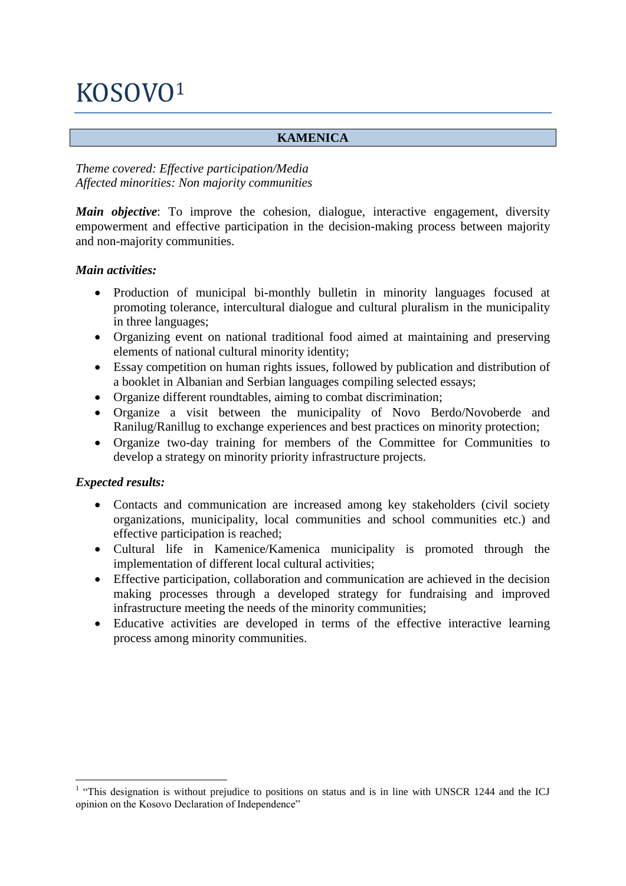# KOSOVO[1]

## KAMENICA

*Theme covered: Effective participation/Media*
*Affected minorities: Non majority communities*

***Main objective***: To improve the cohesion, dialogue, interactive engagement, diversity empowerment and effective participation in the decision-making process between majority and non-majority communities.

***Main activities:***

- Production of municipal bi-monthly bulletin in minority languages focused at promoting tolerance, intercultural dialogue and cultural pluralism in the municipality in three languages;
- Organizing event on national traditional food aimed at maintaining and preserving elements of national cultural minority identity;
- Essay competition on human rights issues, followed by publication and distribution of a booklet in Albanian and Serbian languages compiling selected essays;
- Organize different roundtables, aiming to combat discrimination;
- Organize a visit between the municipality of Novo Berdo/Novoberde and Ranilug/Ranillug to exchange experiences and best practices on minority protection;
- Organize two-day training for members of the Committee for Communities to develop a strategy on minority priority infrastructure projects.

***Expected results:***

- Contacts and communication are increased among key stakeholders (civil society organizations, municipality, local communities and school communities etc.) and effective participation is reached;
- Cultural life in Kamenice/Kamenica municipality is promoted through the implementation of different local cultural activities;
- Effective participation, collaboration and communication are achieved in the decision making processes through a developed strategy for fundraising and improved infrastructure meeting the needs of the minority communities;
- Educative activities are developed in terms of the effective interactive learning process among minority communities.

[1] "This designation is without prejudice to positions on status and is in line with UNSCR 1244 and the ICJ opinion on the Kosovo Declaration of Independence"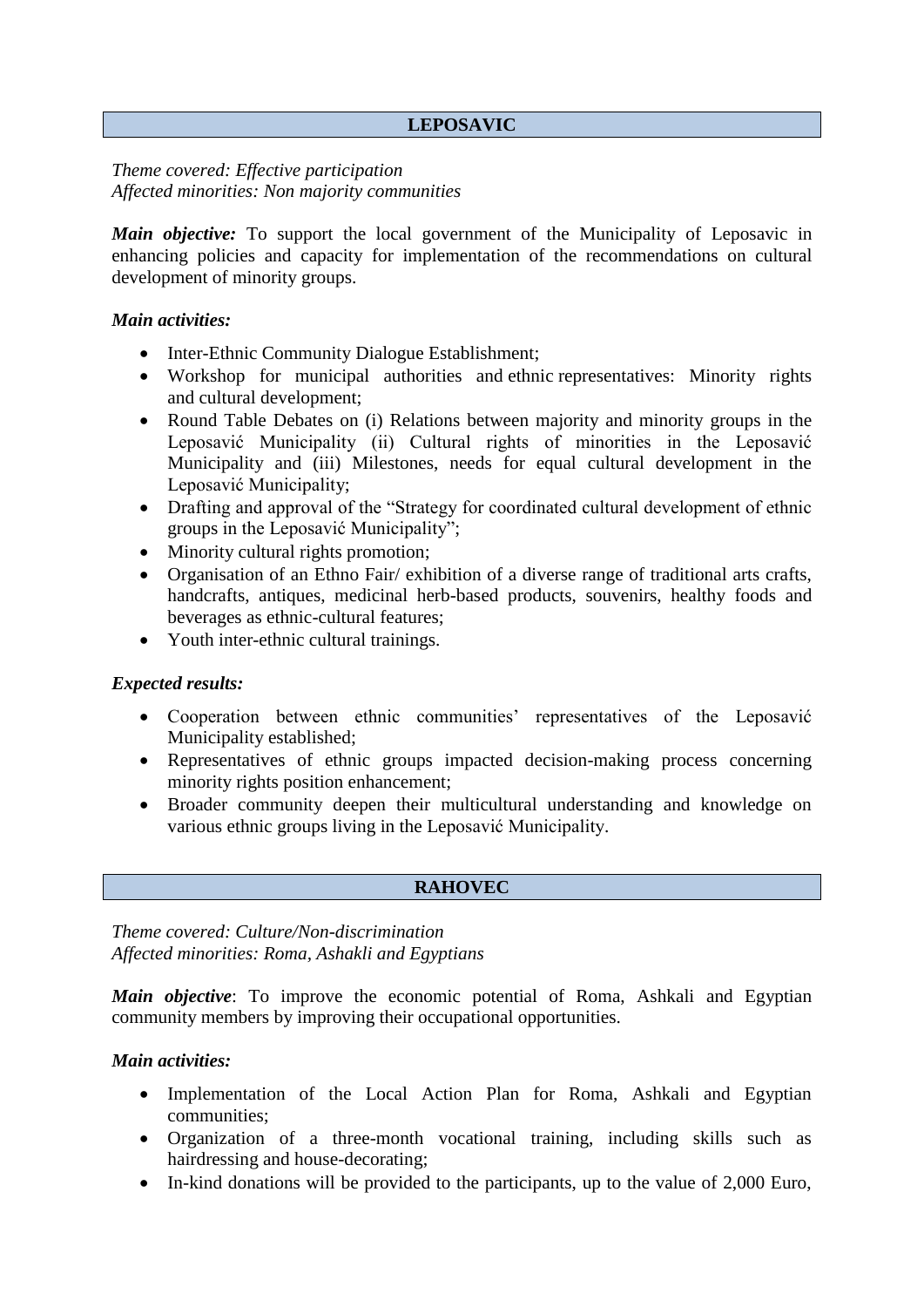## LEPOSAVIC

*Theme covered: Effective participation*
*Affected minorities: Non majority communities*

***Main objective:*** To support the local government of the Municipality of Leposavic in enhancing policies and capacity for implementation of the recommendations on cultural development of minority groups.

***Main activities:***

- Inter-Ethnic Community Dialogue Establishment;
- Workshop for municipal authorities and ethnic representatives: Minority rights and cultural development;
- Round Table Debates on (i) Relations between majority and minority groups in the Leposavić Municipality (ii) Cultural rights of minorities in the Leposavić Municipality and (iii) Milestones, needs for equal cultural development in the Leposavić Municipality;
- Drafting and approval of the "Strategy for coordinated cultural development of ethnic groups in the Leposavić Municipality";
- Minority cultural rights promotion;
- Organisation of an Ethno Fair/ exhibition of a diverse range of traditional arts crafts, handcrafts, antiques, medicinal herb-based products, souvenirs, healthy foods and beverages as ethnic-cultural features;
- Youth inter-ethnic cultural trainings.

***Expected results:***

- Cooperation between ethnic communities' representatives of the Leposavić Municipality established;
- Representatives of ethnic groups impacted decision-making process concerning minority rights position enhancement;
- Broader community deepen their multicultural understanding and knowledge on various ethnic groups living in the Leposavić Municipality.

## RAHOVEC

*Theme covered: Culture/Non-discrimination*
*Affected minorities: Roma, Ashakli and Egyptians*

***Main objective***: To improve the economic potential of Roma, Ashkali and Egyptian community members by improving their occupational opportunities.

***Main activities:***

- Implementation of the Local Action Plan for Roma, Ashkali and Egyptian communities;
- Organization of a three-month vocational training, including skills such as hairdressing and house-decorating;
- In-kind donations will be provided to the participants, up to the value of 2,000 Euro,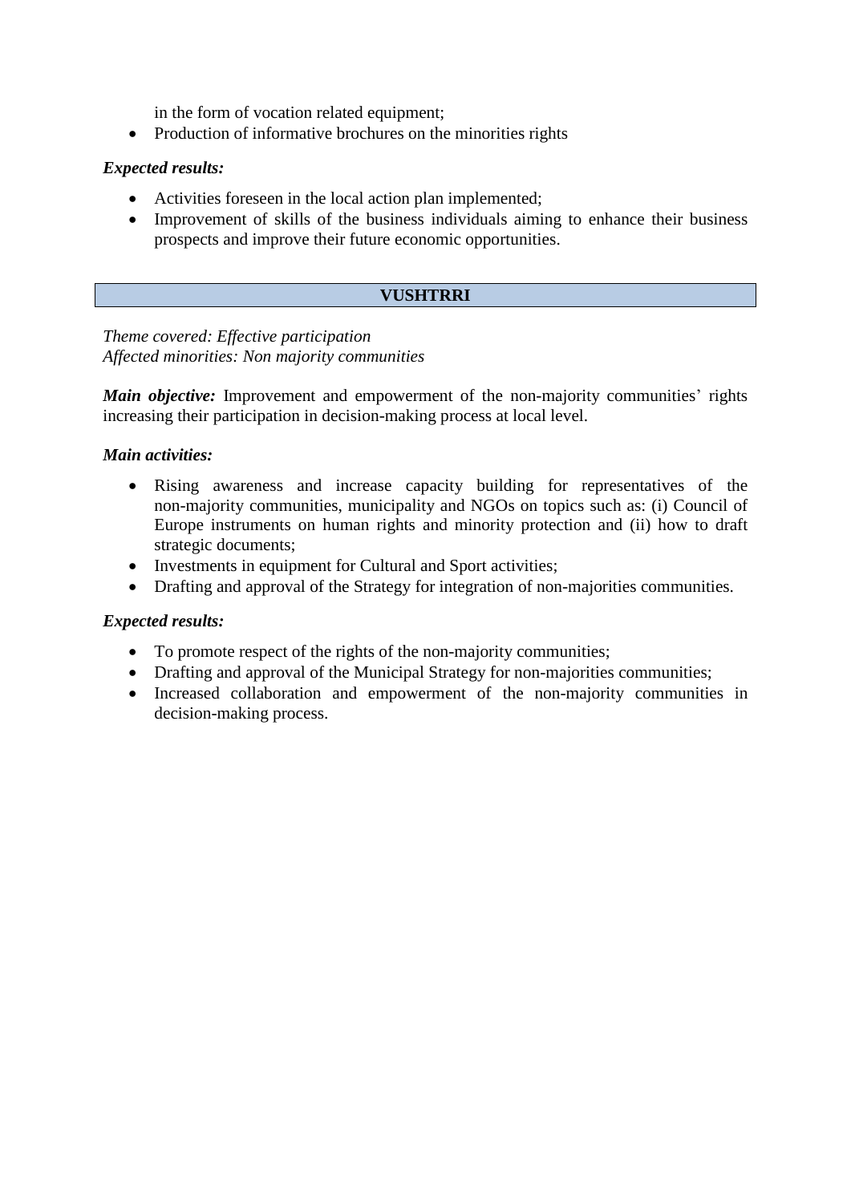in the form of vocation related equipment;

- Production of informative brochures on the minorities rights

***Expected results:***

- Activities foreseen in the local action plan implemented;
- Improvement of skills of the business individuals aiming to enhance their business prospects and improve their future economic opportunities.

## VUSHTRRI

*Theme covered: Effective participation*
*Affected minorities: Non majority communities*

***Main objective:*** Improvement and empowerment of the non-majority communities' rights increasing their participation in decision-making process at local level.

***Main activities:***

- Rising awareness and increase capacity building for representatives of the non-majority communities, municipality and NGOs on topics such as: (i) Council of Europe instruments on human rights and minority protection and (ii) how to draft strategic documents;
- Investments in equipment for Cultural and Sport activities;
- Drafting and approval of the Strategy for integration of non-majorities communities.

***Expected results:***

- To promote respect of the rights of the non-majority communities;
- Drafting and approval of the Municipal Strategy for non-majorities communities;
- Increased collaboration and empowerment of the non-majority communities in decision-making process.